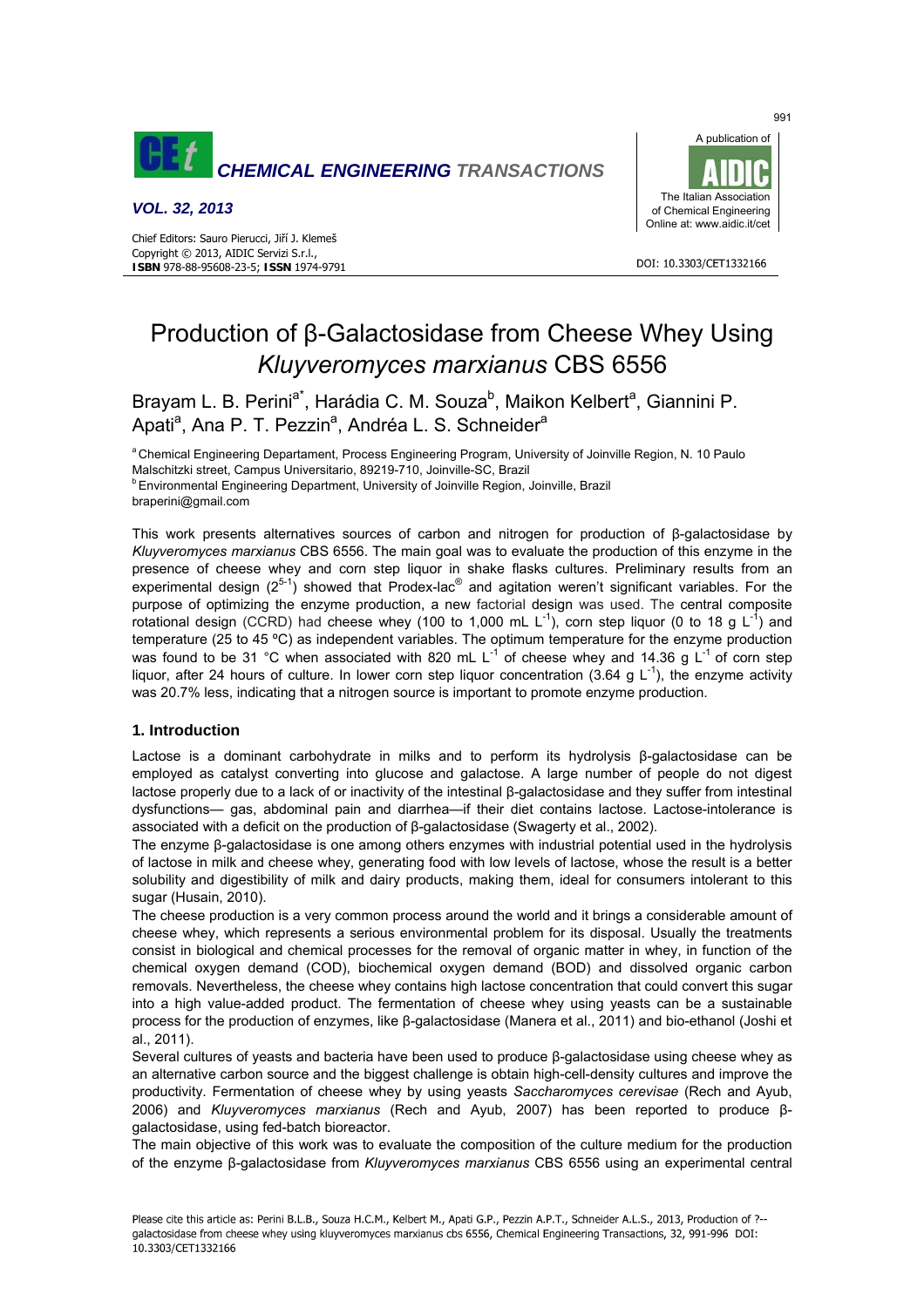# Production of β-Galactosidase from Cheese Whey Using *Kluyveromyces marxianus* CBS 6556

Brayam L. B. Perini[a*], Harádia C. M. Souza[b], Maikon Kelbert[a], Giannini P. Apati[a], Ana P. T. Pezzin[a], Andréa L. S. Schneider[a]

[a] Chemical Engineering Departament, Process Engineering Program, University of Joinville Region, N. 10 Paulo Malschitzki street, Campus Universitario, 89219-710, Joinville-SC, Brazil
[b] Environmental Engineering Department, University of Joinville Region, Joinville, Brazil
braperini@gmail.com

This work presents alternatives sources of carbon and nitrogen for production of β-galactosidase by *Kluyveromyces marxianus* CBS 6556. The main goal was to evaluate the production of this enzyme in the presence of cheese whey and corn step liquor in shake flasks cultures. Preliminary results from an experimental design ($2^{5-1}$) showed that Prodex-lac® and agitation weren't significant variables. For the purpose of optimizing the enzyme production, a new factorial design was used. The central composite rotational design (CCRD) had cheese whey (100 to 1,000 mL $L^{-1}$), corn step liquor (0 to 18 g $L^{-1}$) and temperature (25 to 45 ºC) as independent variables. The optimum temperature for the enzyme production was found to be 31 °C when associated with 820 mL $L^{-1}$ of cheese whey and 14.36 g $L^{-1}$ of corn step liquor, after 24 hours of culture. In lower corn step liquor concentration (3.64 g $L^{-1}$), the enzyme activity was 20.7% less, indicating that a nitrogen source is important to promote enzyme production.

## 1. Introduction

Lactose is a dominant carbohydrate in milks and to perform its hydrolysis β-galactosidase can be employed as catalyst converting into glucose and galactose. A large number of people do not digest lactose properly due to a lack of or inactivity of the intestinal β-galactosidase and they suffer from intestinal dysfunctions— gas, abdominal pain and diarrhea—if their diet contains lactose. Lactose-intolerance is associated with a deficit on the production of β-galactosidase (Swagerty et al., 2002).

The enzyme β-galactosidase is one among others enzymes with industrial potential used in the hydrolysis of lactose in milk and cheese whey, generating food with low levels of lactose, whose the result is a better solubility and digestibility of milk and dairy products, making them, ideal for consumers intolerant to this sugar (Husain, 2010).

The cheese production is a very common process around the world and it brings a considerable amount of cheese whey, which represents a serious environmental problem for its disposal. Usually the treatments consist in biological and chemical processes for the removal of organic matter in whey, in function of the chemical oxygen demand (COD), biochemical oxygen demand (BOD) and dissolved organic carbon removals. Nevertheless, the cheese whey contains high lactose concentration that could convert this sugar into a high value-added product. The fermentation of cheese whey using yeasts can be a sustainable process for the production of enzymes, like β-galactosidase (Manera et al., 2011) and bio-ethanol (Joshi et al., 2011).

Several cultures of yeasts and bacteria have been used to produce β-galactosidase using cheese whey as an alternative carbon source and the biggest challenge is obtain high-cell-density cultures and improve the productivity. Fermentation of cheese whey by using yeasts *Saccharomyces cerevisae* (Rech and Ayub, 2006) and *Kluyveromyces marxianus* (Rech and Ayub, 2007) has been reported to produce β-galactosidase, using fed-batch bioreactor.

The main objective of this work was to evaluate the composition of the culture medium for the production of the enzyme β-galactosidase from *Kluyveromyces marxianus* CBS 6556 using an experimental central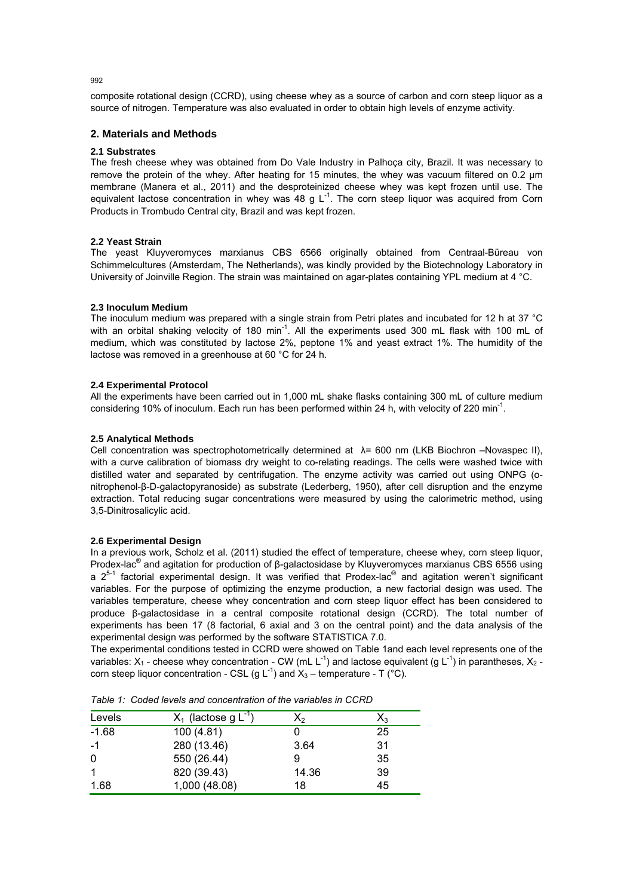composite rotational design (CCRD), using cheese whey as a source of carbon and corn steep liquor as a source of nitrogen. Temperature was also evaluated in order to obtain high levels of enzyme activity.

## 2. Materials and Methods

### 2.1 Substrates

The fresh cheese whey was obtained from Do Vale Industry in Palhoça city, Brazil. It was necessary to remove the protein of the whey. After heating for 15 minutes, the whey was vacuum filtered on 0.2 µm membrane (Manera et al., 2011) and the desproteinized cheese whey was kept frozen until use. The equivalent lactose concentration in whey was 48 g $L^{-1}$. The corn steep liquor was acquired from Corn Products in Trombudo Central city, Brazil and was kept frozen.

### 2.2 Yeast Strain

The yeast Kluyveromyces marxianus CBS 6566 originally obtained from Centraal-Büreau von Schimmelcultures (Amsterdam, The Netherlands), was kindly provided by the Biotechnology Laboratory in University of Joinville Region. The strain was maintained on agar-plates containing YPL medium at 4 °C.

### 2.3 Inoculum Medium

The inoculum medium was prepared with a single strain from Petri plates and incubated for 12 h at 37 °C with an orbital shaking velocity of 180 $min^{-1}$. All the experiments used 300 mL flask with 100 mL of medium, which was constituted by lactose 2%, peptone 1% and yeast extract 1%. The humidity of the lactose was removed in a greenhouse at 60 °C for 24 h.

### 2.4 Experimental Protocol

All the experiments have been carried out in 1,000 mL shake flasks containing 300 mL of culture medium considering 10% of inoculum. Each run has been performed within 24 h, with velocity of 220 $min^{-1}$.

### 2.5 Analytical Methods

Cell concentration was spectrophotometrically determined at $\lambda$= 600 nm (LKB Biochron –Novaspec II), with a curve calibration of biomass dry weight to co-relating readings. The cells were washed twice with distilled water and separated by centrifugation. The enzyme activity was carried out using ONPG (o-nitrophenol-β-D-galactopyranoside) as substrate (Lederberg, 1950), after cell disruption and the enzyme extraction. Total reducing sugar concentrations were measured by using the calorimetric method, using 3,5-Dinitrosalicylic acid.

### 2.6 Experimental Design

In a previous work, Scholz et al. (2011) studied the effect of temperature, cheese whey, corn steep liquor, Prodex-lac® and agitation for production of β-galactosidase by Kluyveromyces marxianus CBS 6556 using a $2^{5-1}$ factorial experimental design. It was verified that Prodex-lac® and agitation weren't significant variables. For the purpose of optimizing the enzyme production, a new factorial design was used. The variables temperature, cheese whey concentration and corn steep liquor effect has been considered to produce β-galactosidase in a central composite rotational design (CCRD). The total number of experiments has been 17 (8 factorial, 6 axial and 3 on the central point) and the data analysis of the experimental design was performed by the software STATISTICA 7.0.

The experimental conditions tested in CCRD were showed on Table 1and each level represents one of the variables: $X_1$ - cheese whey concentration - CW (mL $L^{-1}$) and lactose equivalent (g $L^{-1}$) in parantheses, $X_2$ - corn steep liquor concentration - CSL (g $L^{-1}$) and $X_3$ – temperature - T (°C).

*Table 1: Coded levels and concentration of the variables in CCRD*

| Levels | $X_1$ (lactose g $L^{-1}$) | $X_2$ | $X_3$ |
|---|---|---|---|
| -1.68 | 100 (4.81) | 0 | 25 |
| -1 | 280 (13.46) | 3.64 | 31 |
| 0 | 550 (26.44) | 9 | 35 |
| 1 | 820 (39.43) | 14.36 | 39 |
| 1.68 | 1,000 (48.08) | 18 | 45 |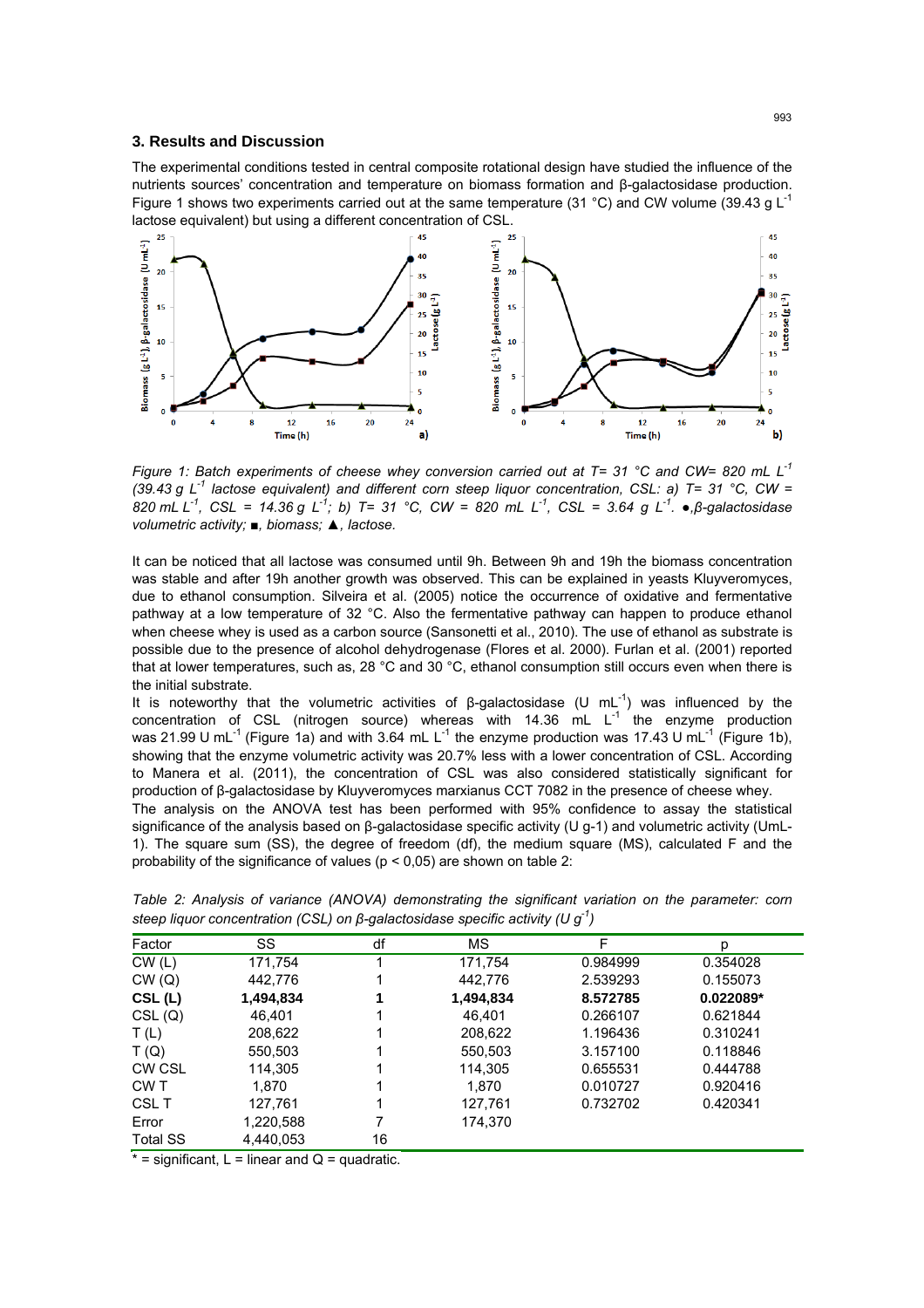## 3. Results and Discussion

The experimental conditions tested in central composite rotational design have studied the influence of the nutrients sources' concentration and temperature on biomass formation and β-galactosidase production. Figure 1 shows two experiments carried out at the same temperature (31 °C) and CW volume (39.43 g $L^{-1}$ lactose equivalent) but using a different concentration of CSL.

*Figure 1: Batch experiments of cheese whey conversion carried out at T= 31 °C and CW= 820 mL $L^{-1}$ (39.43 g $L^{-1}$ lactose equivalent) and different corn steep liquor concentration, CSL: a) T= 31 °C, CW = 820 mL $L^{-1}$, CSL = 14.36 g $L^{-1}$; b) T= 31 °C, CW = 820 mL $L^{-1}$, CSL = 3.64 g $L^{-1}$. ●,β-galactosidase volumetric activity; ■, biomass; ▲, lactose.*

It can be noticed that all lactose was consumed until 9h. Between 9h and 19h the biomass concentration was stable and after 19h another growth was observed. This can be explained in yeasts Kluyveromyces, due to ethanol consumption. Silveira et al. (2005) notice the occurrence of oxidative and fermentative pathway at a low temperature of 32 °C. Also the fermentative pathway can happen to produce ethanol when cheese whey is used as a carbon source (Sansonetti et al., 2010). The use of ethanol as substrate is possible due to the presence of alcohol dehydrogenase (Flores et al. 2000). Furlan et al. (2001) reported that at lower temperatures, such as, 28 °C and 30 °C, ethanol consumption still occurs even when there is the initial substrate.

It is noteworthy that the volumetric activities of β-galactosidase (U $mL^{-1}$) was influenced by the concentration of CSL (nitrogen source) whereas with 14.36 mL $L^{-1}$ the enzyme production was 21.99 U $mL^{-1}$ (Figure 1a) and with 3.64 mL $L^{-1}$ the enzyme production was 17.43 U $mL^{-1}$ (Figure 1b), showing that the enzyme volumetric activity was 20.7% less with a lower concentration of CSL. According to Manera et al. (2011), the concentration of CSL was also considered statistically significant for production of β-galactosidase by Kluyveromyces marxianus CCT 7082 in the presence of cheese whey.

The analysis on the ANOVA test has been performed with 95% confidence to assay the statistical significance of the analysis based on β-galactosidase specific activity (U g-1) and volumetric activity (UmL-1). The square sum (SS), the degree of freedom (df), the medium square (MS), calculated F and the probability of the significance of values ($p < 0,05$) are shown on table 2:

*Table 2: Analysis of variance (ANOVA) demonstrating the significant variation on the parameter: corn steep liquor concentration (CSL) on β-galactosidase specific activity (U $g^{-1}$)*

| Factor | SS | df | MS | F | p |
|---|---|---|---|---|---|
| CW (L) | 171,754 | 1 | 171,754 | 0.984999 | 0.354028 |
| CW (Q) | 442,776 | 1 | 442,776 | 2.539293 | 0.155073 |
| **CSL (L)** | **1,494,834** | **1** | **1,494,834** | **8.572785** | **0.022089*** |
| CSL (Q) | 46,401 | 1 | 46,401 | 0.266107 | 0.621844 |
| T (L) | 208,622 | 1 | 208,622 | 1.196436 | 0.310241 |
| T (Q) | 550,503 | 1 | 550,503 | 3.157100 | 0.118846 |
| CW CSL | 114,305 | 1 | 114,305 | 0.655531 | 0.444788 |
| CW T | 1,870 | 1 | 1,870 | 0.010727 | 0.920416 |
| CSL T | 127,761 | 1 | 127,761 | 0.732702 | 0.420341 |
| Error | 1,220,588 | 7 | 174,370 | | |
| Total SS | 4,440,053 | 16 | | | |

* = significant, L = linear and Q = quadratic.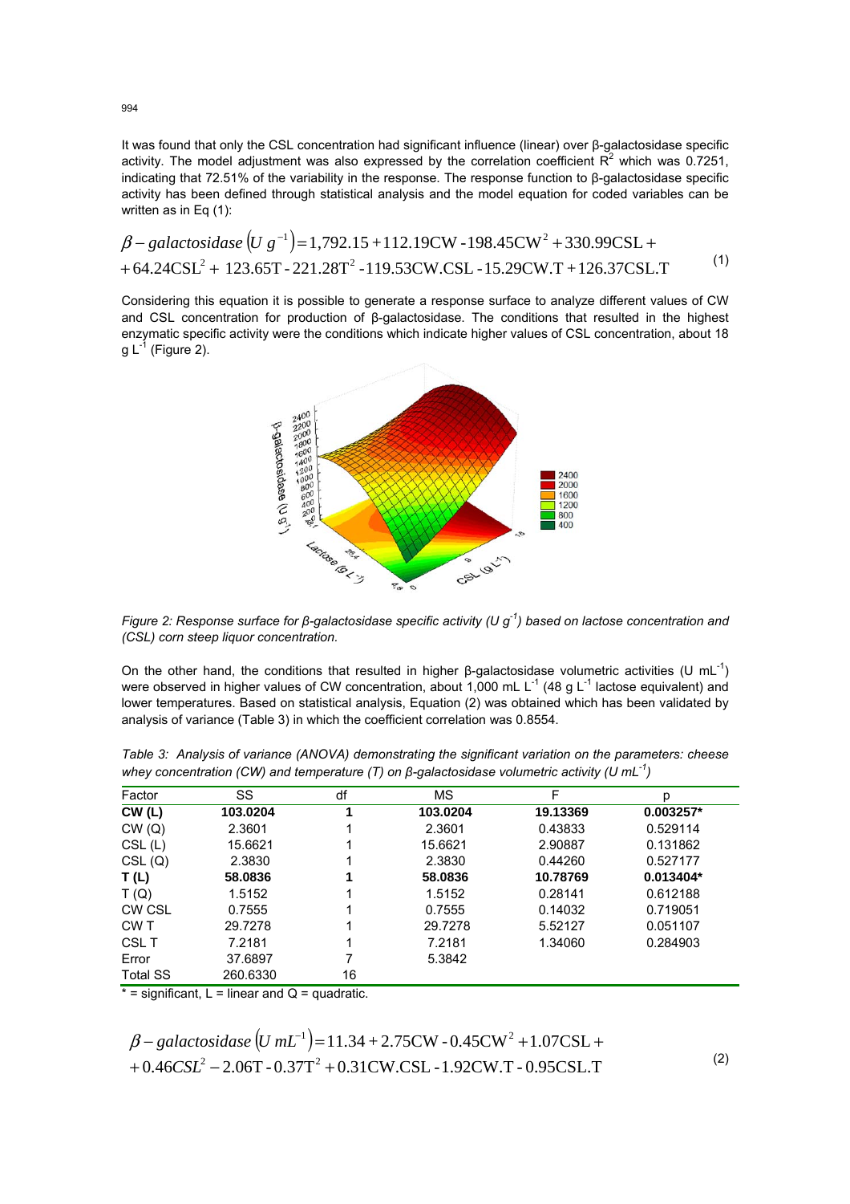It was found that only the CSL concentration had significant influence (linear) over β-galactosidase specific activity. The model adjustment was also expressed by the correlation coefficient $R^2$ which was 0.7251, indicating that 72.51% of the variability in the response. The response function to β-galactosidase specific activity has been defined through statistical analysis and the model equation for coded variables can be written as in Eq (1):

$$\beta - galactosidase\left(U\ g^{-1}\right) = 1{,}792.15 + 112.19\text{CW} - 198.45\text{CW}^2 + 330.99\text{CSL} + 64.24\text{CSL}^2 + 123.65\text{T} - 221.28\text{T}^2 - 119.53\text{CW.CSL} - 15.29\text{CW.T} + 126.37\text{CSL.T} \quad (1)$$

Considering this equation it is possible to generate a response surface to analyze different values of CW and CSL concentration for production of β-galactosidase. The conditions that resulted in the highest enzymatic specific activity were the conditions which indicate higher values of CSL concentration, about 18 g $L^{-1}$ (Figure 2).

*Figure 2: Response surface for β-galactosidase specific activity (U $g^{-1}$) based on lactose concentration and (CSL) corn steep liquor concentration.*

On the other hand, the conditions that resulted in higher β-galactosidase volumetric activities (U $mL^{-1}$) were observed in higher values of CW concentration, about 1,000 mL $L^{-1}$ (48 g $L^{-1}$ lactose equivalent) and lower temperatures. Based on statistical analysis, Equation (2) was obtained which has been validated by analysis of variance (Table 3) in which the coefficient correlation was 0.8554.

*Table 3: Analysis of variance (ANOVA) demonstrating the significant variation on the parameters: cheese whey concentration (CW) and temperature (T) on β-galactosidase volumetric activity (U $mL^{-1}$)*

| Factor | SS | df | MS | F | p |
|---|---|---|---|---|---|
| **CW (L)** | **103.0204** | **1** | **103.0204** | **19.13369** | **0.003257*** |
| CW (Q) | 2.3601 | 1 | 2.3601 | 0.43833 | 0.529114 |
| CSL (L) | 15.6621 | 1 | 15.6621 | 2.90887 | 0.131862 |
| CSL (Q) | 2.3830 | 1 | 2.3830 | 0.44260 | 0.527177 |
| **T (L)** | **58.0836** | **1** | **58.0836** | **10.78769** | **0.013404*** |
| T (Q) | 1.5152 | 1 | 1.5152 | 0.28141 | 0.612188 |
| CW CSL | 0.7555 | 1 | 0.7555 | 0.14032 | 0.719051 |
| CW T | 29.7278 | 1 | 29.7278 | 5.52127 | 0.051107 |
| CSL T | 7.2181 | 1 | 7.2181 | 1.34060 | 0.284903 |
| Error | 37.6897 | 7 | 5.3842 | | |
| Total SS | 260.6330 | 16 | | | |

* = significant, L = linear and Q = quadratic.

$$\beta - galactosidase\left(U\ mL^{-1}\right) = 11.34 + 2.75\text{CW} - 0.45\text{CW}^2 + 1.07\text{CSL} + 0.46CSL^2 - 2.06\text{T} - 0.37\text{T}^2 + 0.31\text{CW.CSL} - 1.92\text{CW.T} - 0.95\text{CSL.T} \quad (2)$$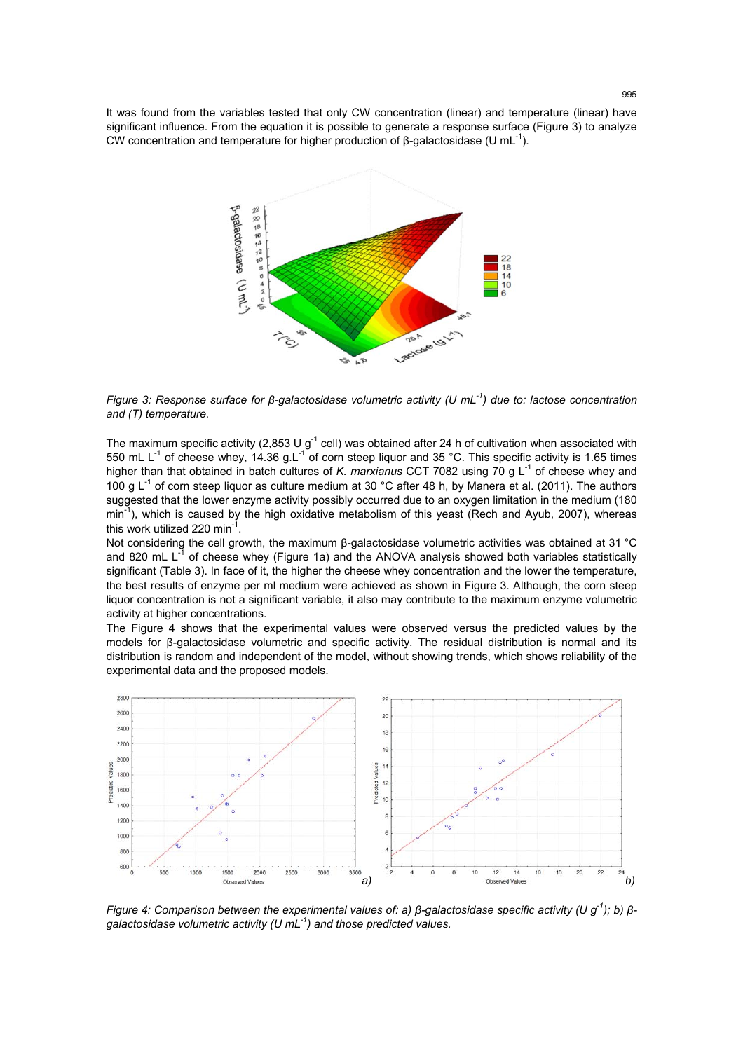It was found from the variables tested that only CW concentration (linear) and temperature (linear) have significant influence. From the equation it is possible to generate a response surface (Figure 3) to analyze CW concentration and temperature for higher production of β-galactosidase (U $mL^{-1}$).

*Figure 3: Response surface for β-galactosidase volumetric activity (U $mL^{-1}$) due to: lactose concentration and (T) temperature.*

The maximum specific activity (2,853 U $g^{-1}$ cell) was obtained after 24 h of cultivation when associated with 550 mL $L^{-1}$ of cheese whey, 14.36 g.$L^{-1}$ of corn steep liquor and 35 °C. This specific activity is 1.65 times higher than that obtained in batch cultures of *K. marxianus* CCT 7082 using 70 g $L^{-1}$ of cheese whey and 100 g $L^{-1}$ of corn steep liquor as culture medium at 30 °C after 48 h, by Manera et al. (2011). The authors suggested that the lower enzyme activity possibly occurred due to an oxygen limitation in the medium (180 $min^{-1}$), which is caused by the high oxidative metabolism of this yeast (Rech and Ayub, 2007), whereas this work utilized 220 $min^{-1}$.

Not considering the cell growth, the maximum β-galactosidase volumetric activities was obtained at 31 °C and 820 mL $L^{-1}$ of cheese whey (Figure 1a) and the ANOVA analysis showed both variables statistically significant (Table 3). In face of it, the higher the cheese whey concentration and the lower the temperature, the best results of enzyme per ml medium were achieved as shown in Figure 3. Although, the corn steep liquor concentration is not a significant variable, it also may contribute to the maximum enzyme volumetric activity at higher concentrations.

The Figure 4 shows that the experimental values were observed versus the predicted values by the models for β-galactosidase volumetric and specific activity. The residual distribution is normal and its distribution is random and independent of the model, without showing trends, which shows reliability of the experimental data and the proposed models.

*Figure 4: Comparison between the experimental values of: a) β-galactosidase specific activity (U $g^{-1}$); b) β-galactosidase volumetric activity (U $mL^{-1}$) and those predicted values.*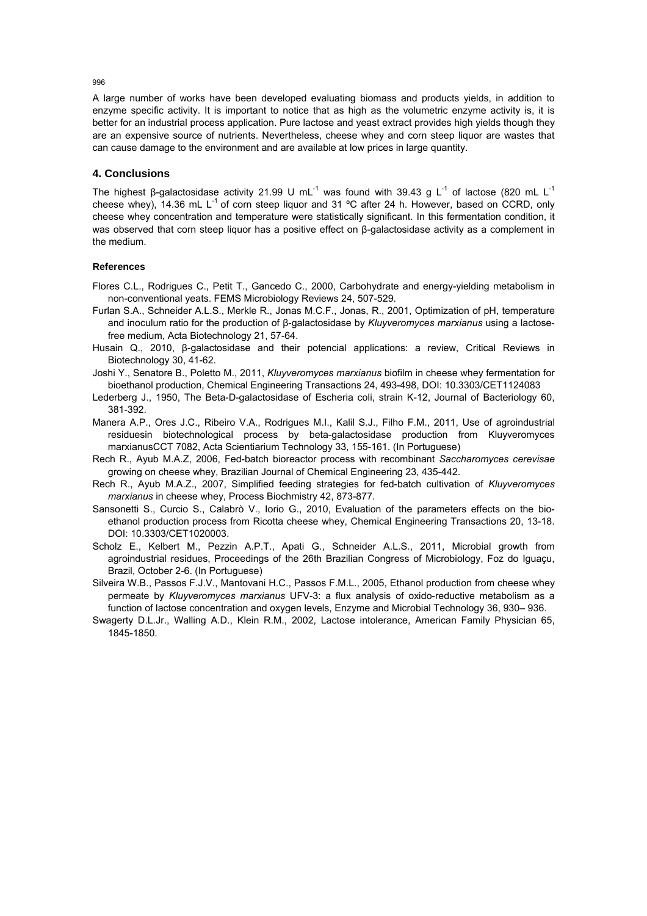A large number of works have been developed evaluating biomass and products yields, in addition to enzyme specific activity. It is important to notice that as high as the volumetric enzyme activity is, it is better for an industrial process application. Pure lactose and yeast extract provides high yields though they are an expensive source of nutrients. Nevertheless, cheese whey and corn steep liquor are wastes that can cause damage to the environment and are available at low prices in large quantity.

## 4. Conclusions

The highest β-galactosidase activity 21.99 U $mL^{-1}$ was found with 39.43 g $L^{-1}$ of lactose (820 mL $L^{-1}$ cheese whey), 14.36 mL $L^{-1}$ of corn steep liquor and 31 ºC after 24 h. However, based on CCRD, only cheese whey concentration and temperature were statistically significant. In this fermentation condition, it was observed that corn steep liquor has a positive effect on β-galactosidase activity as a complement in the medium.

### References

Flores C.L., Rodrigues C., Petit T., Gancedo C., 2000, Carbohydrate and energy-yielding metabolism in non-conventional yeats. FEMS Microbiology Reviews 24, 507-529.

Furlan S.A., Schneider A.L.S., Merkle R., Jonas M.C.F., Jonas, R., 2001, Optimization of pH, temperature and inoculum ratio for the production of β-galactosidase by *Kluyveromyces marxianus* using a lactose-free medium, Acta Biotechnology 21, 57-64.

Husain Q., 2010, β-galactosidase and their potencial applications: a review, Critical Reviews in Biotechnology 30, 41-62.

Joshi Y., Senatore B., Poletto M., 2011, *Kluyveromyces marxianus* biofilm in cheese whey fermentation for bioethanol production, Chemical Engineering Transactions 24, 493-498, DOI: 10.3303/CET1124083

Lederberg J., 1950, The Beta-D-galactosidase of Escheria coli, strain K-12, Journal of Bacteriology 60, 381-392.

Manera A.P., Ores J.C., Ribeiro V.A., Rodrigues M.I., Kalil S.J., Filho F.M., 2011, Use of agroindustrial residuesin biotechnological process by beta-galactosidase production from Kluyveromyces marxianusCCT 7082, Acta Scientiarium Technology 33, 155-161. (In Portuguese)

Rech R., Ayub M.A.Z, 2006, Fed-batch bioreactor process with recombinant *Saccharomyces cerevisae* growing on cheese whey, Brazilian Journal of Chemical Engineering 23, 435-442.

Rech R., Ayub M.A.Z., 2007, Simplified feeding strategies for fed-batch cultivation of *Kluyveromyces marxianus* in cheese whey, Process Biochmistry 42, 873-877.

Sansonetti S., Curcio S., Calabrò V., Iorio G., 2010, Evaluation of the parameters effects on the bio-ethanol production process from Ricotta cheese whey, Chemical Engineering Transactions 20, 13-18. DOI: 10.3303/CET1020003.

Scholz E., Kelbert M., Pezzin A.P.T., Apati G., Schneider A.L.S., 2011, Microbial growth from agroindustrial residues, Proceedings of the 26th Brazilian Congress of Microbiology, Foz do Iguaçu, Brazil, October 2-6. (In Portuguese)

Silveira W.B., Passos F.J.V., Mantovani H.C., Passos F.M.L., 2005, Ethanol production from cheese whey permeate by *Kluyveromyces marxianus* UFV-3: a flux analysis of oxido-reductive metabolism as a function of lactose concentration and oxygen levels, Enzyme and Microbial Technology 36, 930– 936.

Swagerty D.L.Jr., Walling A.D., Klein R.M., 2002, Lactose intolerance, American Family Physician 65, 1845-1850.